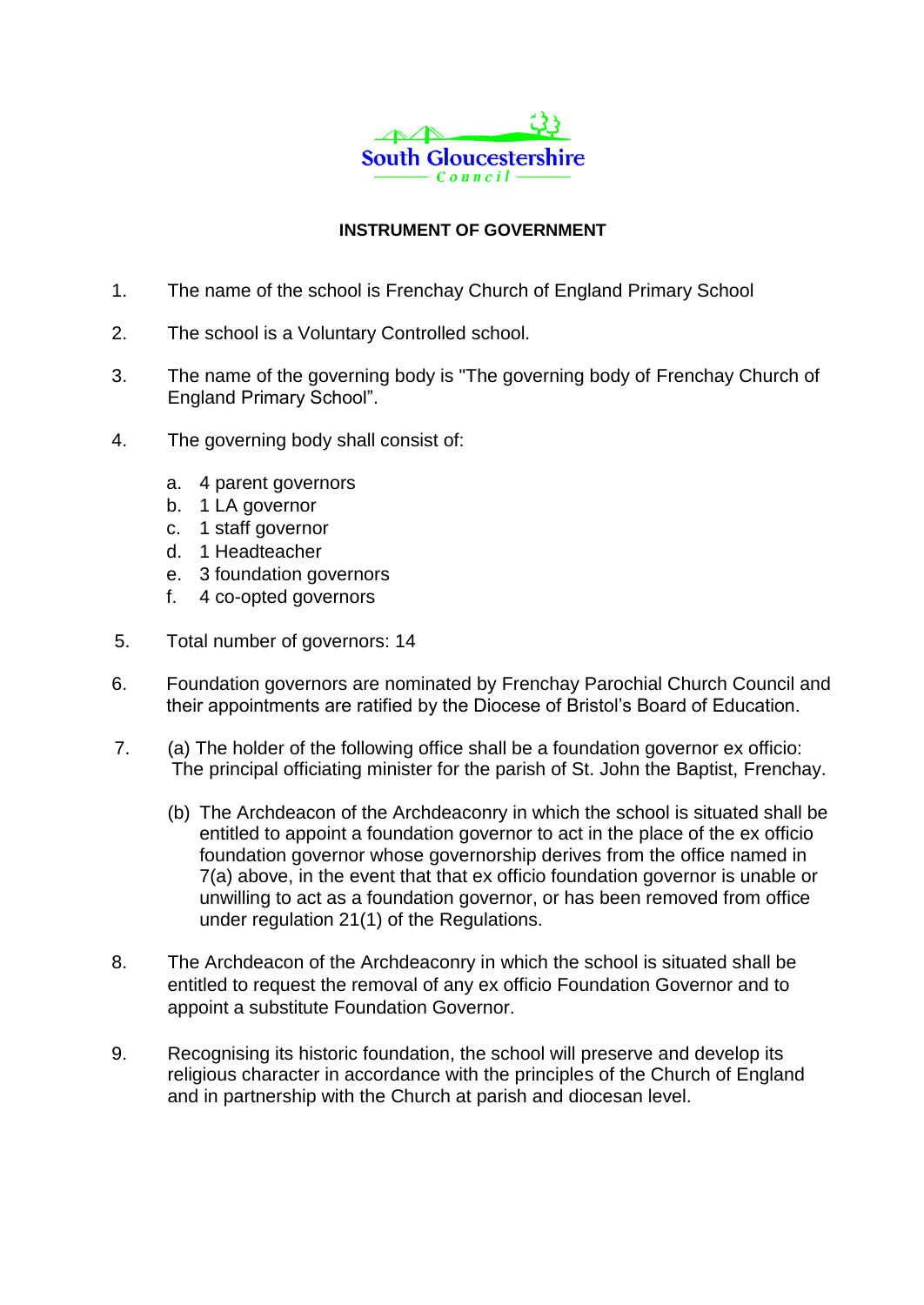South Gloucestershire Council

# INSTRUMENT OF GOVERNMENT

1. The name of the school is Frenchay Church of England Primary School

2. The school is a Voluntary Controlled school.

3. The name of the governing body is "The governing body of Frenchay Church of England Primary School".

4. The governing body shall consist of:

   a. 4 parent governors
   b. 1 LA governor
   c. 1 staff governor
   d. 1 Headteacher
   e. 3 foundation governors
   f. 4 co-opted governors

5. Total number of governors: 14

6. Foundation governors are nominated by Frenchay Parochial Church Council and their appointments are ratified by the Diocese of Bristol's Board of Education.

7. (a) The holder of the following office shall be a foundation governor ex officio: The principal officiating minister for the parish of St. John the Baptist, Frenchay.

   (b) The Archdeacon of the Archdeaconry in which the school is situated shall be entitled to appoint a foundation governor to act in the place of the ex officio foundation governor whose governorship derives from the office named in 7(a) above, in the event that that ex officio foundation governor is unable or unwilling to act as a foundation governor, or has been removed from office under regulation 21(1) of the Regulations.

8. The Archdeacon of the Archdeaconry in which the school is situated shall be entitled to request the removal of any ex officio Foundation Governor and to appoint a substitute Foundation Governor.

9. Recognising its historic foundation, the school will preserve and develop its religious character in accordance with the principles of the Church of England and in partnership with the Church at parish and diocesan level.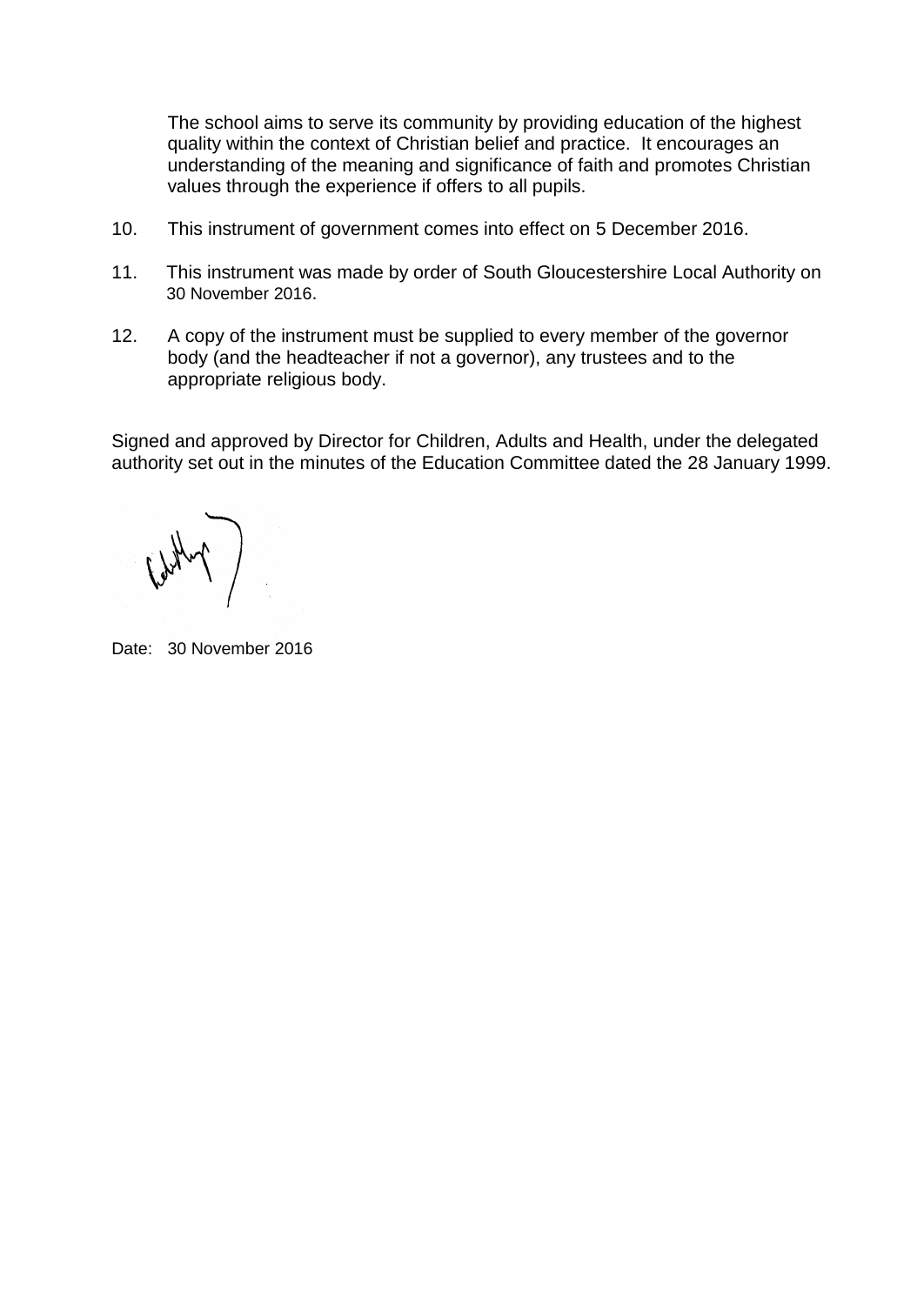The school aims to serve its community by providing education of the highest quality within the context of Christian belief and practice. It encourages an understanding of the meaning and significance of faith and promotes Christian values through the experience if offers to all pupils.

10. This instrument of government comes into effect on 5 December 2016.

11. This instrument was made by order of South Gloucestershire Local Authority on 30 November 2016.

12. A copy of the instrument must be supplied to every member of the governor body (and the headteacher if not a governor), any trustees and to the appropriate religious body.

Signed and approved by Director for Children, Adults and Health, under the delegated authority set out in the minutes of the Education Committee dated the 28 January 1999.

Date: 30 November 2016